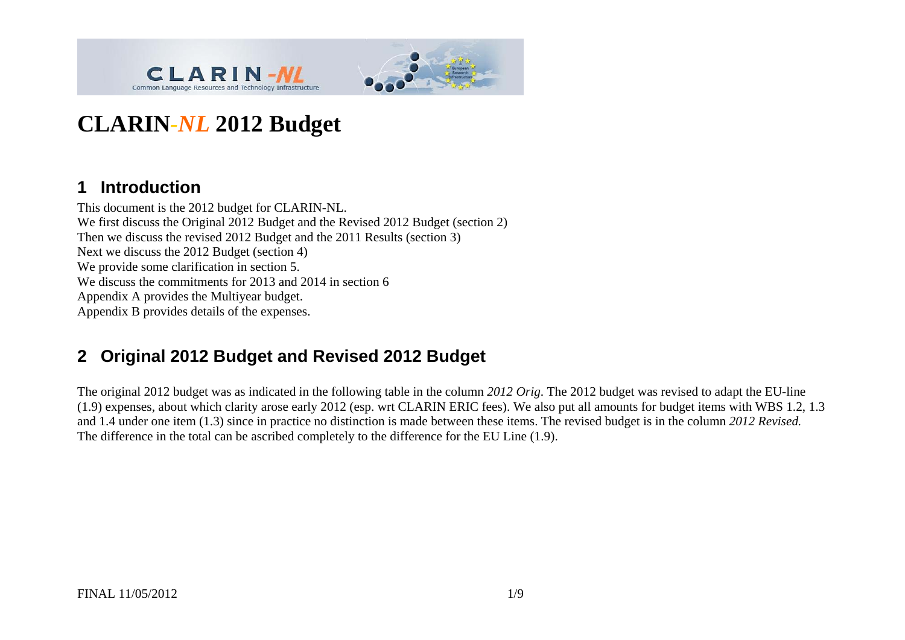# CLARIN-*NL* 2012 Budget

## 1 Introduction

This document is the 2012 budget for CLARIN-NL.
We first discuss the Original 2012 Budget and the Revised 2012 Budget (section 2)
Then we discuss the revised 2012 Budget and the 2011 Results (section 3)
Next we discuss the 2012 Budget (section 4)
We provide some clarification in section 5.
We discuss the commitments for 2013 and 2014 in section 6
Appendix A provides the Multiyear budget.
Appendix B provides details of the expenses.

## 2 Original 2012 Budget and Revised 2012 Budget

The original 2012 budget was as indicated in the following table in the column *2012 Orig*. The 2012 budget was revised to adapt the EU-line (1.9) expenses, about which clarity arose early 2012 (esp. wrt CLARIN ERIC fees). We also put all amounts for budget items with WBS 1.2, 1.3 and 1.4 under one item (1.3) since in practice no distinction is made between these items. The revised budget is in the column *2012 Revised.*
The difference in the total can be ascribed completely to the difference for the EU Line (1.9).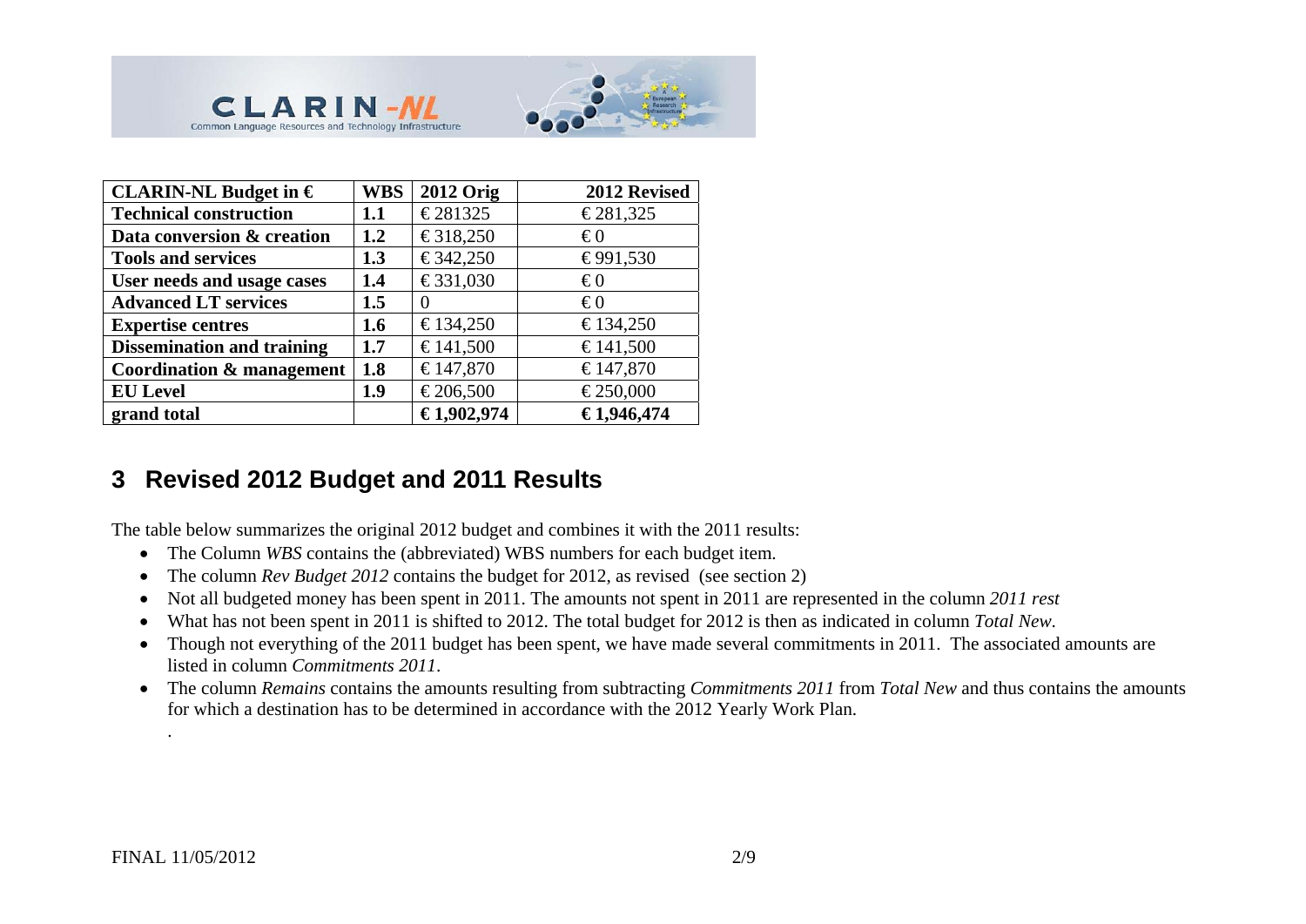| CLARIN-NL Budget in € | WBS | 2012 Orig | 2012 Revised |
|---|---|---|---|
| **Technical construction** | **1.1** | € 281325 | € 281,325 |
| **Data conversion & creation** | **1.2** | € 318,250 | € 0 |
| **Tools and services** | **1.3** | € 342,250 | € 991,530 |
| **User needs and usage cases** | **1.4** | € 331,030 | € 0 |
| **Advanced LT services** | **1.5** | 0 | € 0 |
| **Expertise centres** | **1.6** | € 134,250 | € 134,250 |
| **Dissemination and training** | **1.7** | € 141,500 | € 141,500 |
| **Coordination & management** | **1.8** | € 147,870 | € 147,870 |
| **EU Level** | **1.9** | € 206,500 | € 250,000 |
| **grand total** | | **€ 1,902,974** | **€ 1,946,474** |

## 3 Revised 2012 Budget and 2011 Results

The table below summarizes the original 2012 budget and combines it with the 2011 results:

- The Column *WBS* contains the (abbreviated) WBS numbers for each budget item.
- The column *Rev Budget 2012* contains the budget for 2012, as revised (see section 2)
- Not all budgeted money has been spent in 2011. The amounts not spent in 2011 are represented in the column *2011 rest*
- What has not been spent in 2011 is shifted to 2012. The total budget for 2012 is then as indicated in column *Total New*.
- Though not everything of the 2011 budget has been spent, we have made several commitments in 2011. The associated amounts are listed in column *Commitments 2011*.
- The column *Remains* contains the amounts resulting from subtracting *Commitments 2011* from *Total New* and thus contains the amounts for which a destination has to be determined in accordance with the 2012 Yearly Work Plan.

.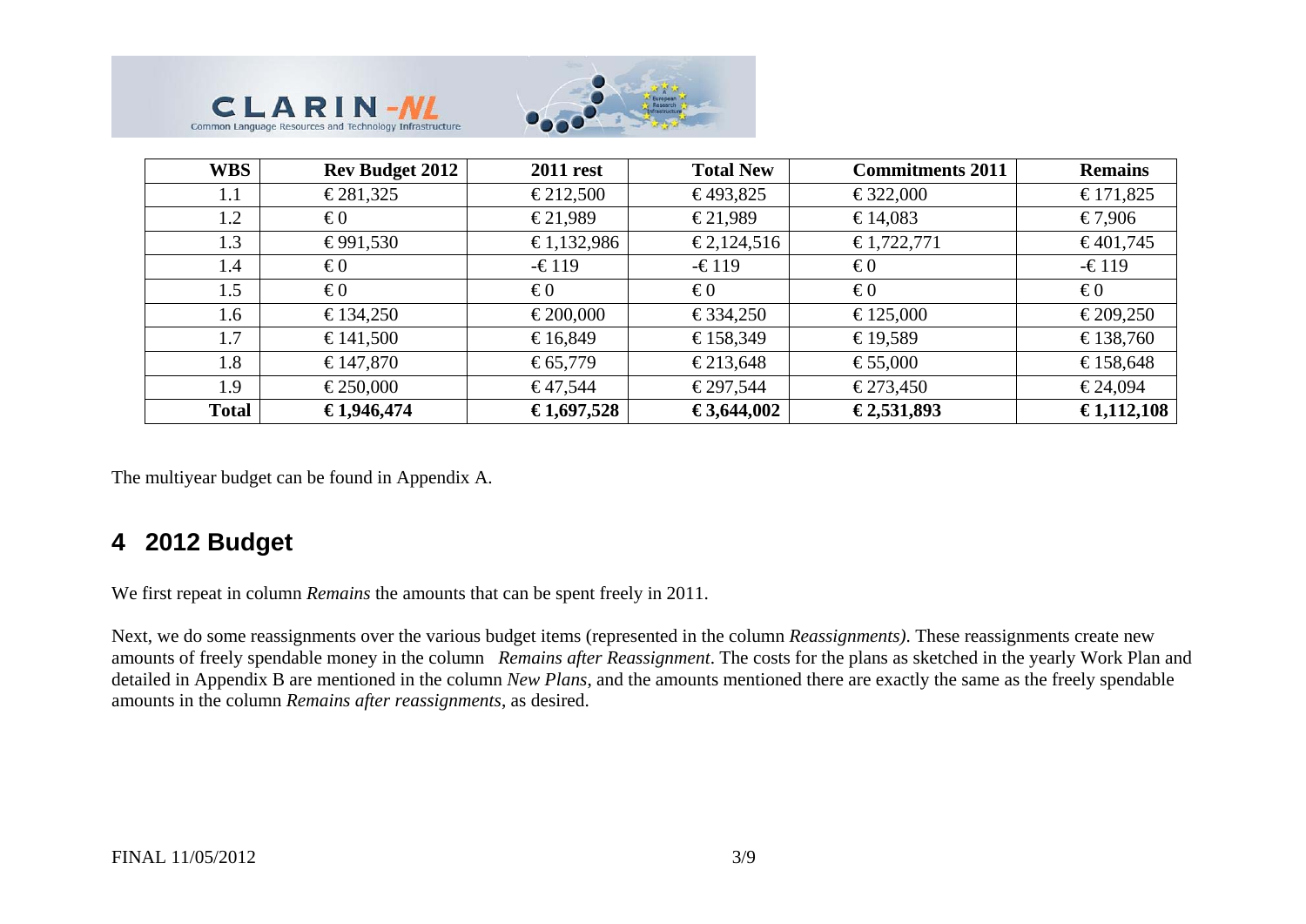| WBS | Rev Budget 2012 | 2011 rest | Total New | Commitments 2011 | Remains |
|---|---|---|---|---|---|
| 1.1 | € 281,325 | € 212,500 | € 493,825 | € 322,000 | € 171,825 |
| 1.2 | € 0 | € 21,989 | € 21,989 | € 14,083 | € 7,906 |
| 1.3 | € 991,530 | € 1,132,986 | € 2,124,516 | € 1,722,771 | € 401,745 |
| 1.4 | € 0 | -€ 119 | -€ 119 | € 0 | -€ 119 |
| 1.5 | € 0 | € 0 | € 0 | € 0 | € 0 |
| 1.6 | € 134,250 | € 200,000 | € 334,250 | € 125,000 | € 209,250 |
| 1.7 | € 141,500 | € 16,849 | € 158,349 | € 19,589 | € 138,760 |
| 1.8 | € 147,870 | € 65,779 | € 213,648 | € 55,000 | € 158,648 |
| 1.9 | € 250,000 | € 47,544 | € 297,544 | € 273,450 | € 24,094 |
| **Total** | **€ 1,946,474** | **€ 1,697,528** | **€ 3,644,002** | **€ 2,531,893** | **€ 1,112,108** |

The multiyear budget can be found in Appendix A.

# 4 2012 Budget

We first repeat in column *Remains* the amounts that can be spent freely in 2011.

Next, we do some reassignments over the various budget items (represented in the column *Reassignments)*. These reassignments create new amounts of freely spendable money in the column *Remains after Reassignment*. The costs for the plans as sketched in the yearly Work Plan and detailed in Appendix B are mentioned in the column *New Plans*, and the amounts mentioned there are exactly the same as the freely spendable amounts in the column *Remains after reassignments*, as desired.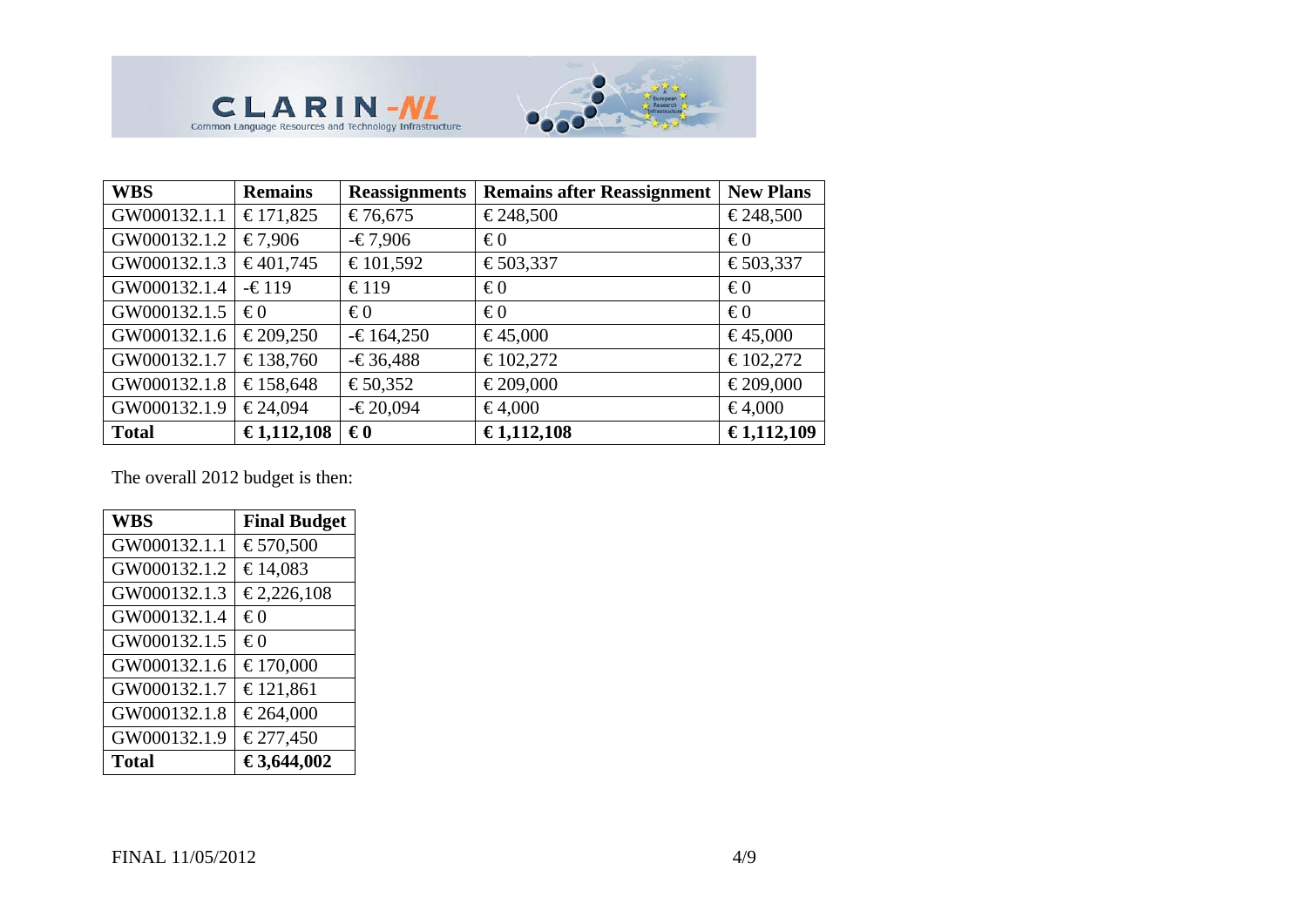| WBS | Remains | Reassignments | Remains after Reassignment | New Plans |
|---|---|---|---|---|
| GW000132.1.1 | € 171,825 | € 76,675 | € 248,500 | € 248,500 |
| GW000132.1.2 | € 7,906 | -€ 7,906 | € 0 | € 0 |
| GW000132.1.3 | € 401,745 | € 101,592 | € 503,337 | € 503,337 |
| GW000132.1.4 | -€ 119 | € 119 | € 0 | € 0 |
| GW000132.1.5 | € 0 | € 0 | € 0 | € 0 |
| GW000132.1.6 | € 209,250 | -€ 164,250 | € 45,000 | € 45,000 |
| GW000132.1.7 | € 138,760 | -€ 36,488 | € 102,272 | € 102,272 |
| GW000132.1.8 | € 158,648 | € 50,352 | € 209,000 | € 209,000 |
| GW000132.1.9 | € 24,094 | -€ 20,094 | € 4,000 | € 4,000 |
| **Total** | **€ 1,112,108** | **€ 0** | **€ 1,112,108** | **€ 1,112,109** |

The overall 2012 budget is then:

| WBS | Final Budget |
|---|---|
| GW000132.1.1 | € 570,500 |
| GW000132.1.2 | € 14,083 |
| GW000132.1.3 | € 2,226,108 |
| GW000132.1.4 | € 0 |
| GW000132.1.5 | € 0 |
| GW000132.1.6 | € 170,000 |
| GW000132.1.7 | € 121,861 |
| GW000132.1.8 | € 264,000 |
| GW000132.1.9 | € 277,450 |
| **Total** | **€ 3,644,002** |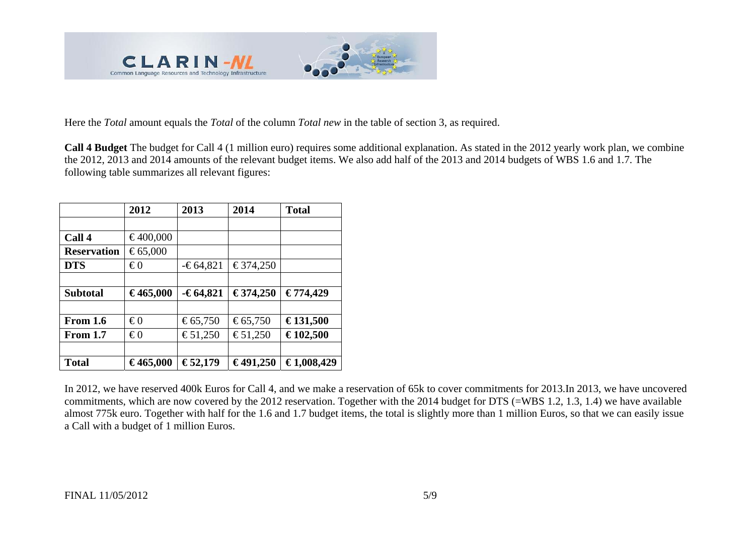Here the *Total* amount equals the *Total* of the column *Total new* in the table of section 3, as required.

**Call 4 Budget** The budget for Call 4 (1 million euro) requires some additional explanation. As stated in the 2012 yearly work plan, we combine the 2012, 2013 and 2014 amounts of the relevant budget items. We also add half of the 2013 and 2014 budgets of WBS 1.6 and 1.7. The following table summarizes all relevant figures:

| | **2012** | **2013** | **2014** | **Total** |
|---|---|---|---|---|
| | | | | |
| **Call 4** | € 400,000 | | | |
| **Reservation** | € 65,000 | | | |
| **DTS** | € 0 | -€ 64,821 | € 374,250 | |
| | | | | |
| **Subtotal** | **€ 465,000** | **-€ 64,821** | **€ 374,250** | **€ 774,429** |
| | | | | |
| **From 1.6** | € 0 | € 65,750 | € 65,750 | **€ 131,500** |
| **From 1.7** | € 0 | € 51,250 | € 51,250 | **€ 102,500** |
| | | | | |
| **Total** | **€ 465,000** | **€ 52,179** | **€ 491,250** | **€ 1,008,429** |

In 2012, we have reserved 400k Euros for Call 4, and we make a reservation of 65k to cover commitments for 2013.In 2013, we have uncovered commitments, which are now covered by the 2012 reservation. Together with the 2014 budget for DTS (=WBS 1.2, 1.3, 1.4) we have available almost 775k euro. Together with half for the 1.6 and 1.7 budget items, the total is slightly more than 1 million Euros, so that we can easily issue a Call with a budget of 1 million Euros.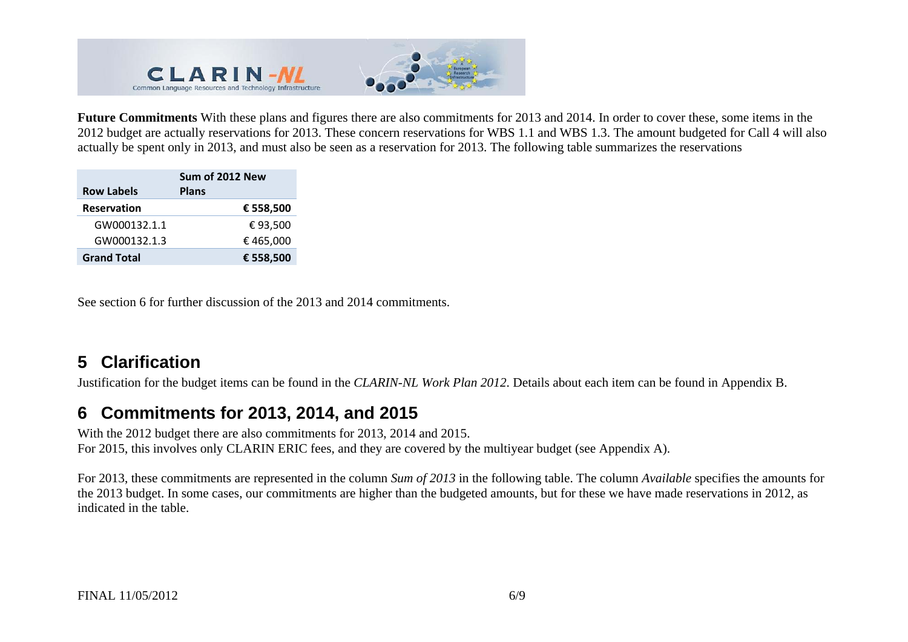**Future Commitments** With these plans and figures there are also commitments for 2013 and 2014. In order to cover these, some items in the 2012 budget are actually reservations for 2013. These concern reservations for WBS 1.1 and WBS 1.3. The amount budgeted for Call 4 will also actually be spent only in 2013, and must also be seen as a reservation for 2013. The following table summarizes the reservations

| Row Labels | Sum of 2012 New Plans |
|---|---|
| **Reservation** | **€ 558,500** |
| GW000132.1.1 | € 93,500 |
| GW000132.1.3 | € 465,000 |
| **Grand Total** | **€ 558,500** |

See section 6 for further discussion of the 2013 and 2014 commitments.

## 5 Clarification

Justification for the budget items can be found in the *CLARIN-NL Work Plan 2012*. Details about each item can be found in Appendix B.

## 6 Commitments for 2013, 2014, and 2015

With the 2012 budget there are also commitments for 2013, 2014 and 2015.
For 2015, this involves only CLARIN ERIC fees, and they are covered by the multiyear budget (see Appendix A).

For 2013, these commitments are represented in the column *Sum of 2013* in the following table. The column *Available* specifies the amounts for the 2013 budget. In some cases, our commitments are higher than the budgeted amounts, but for these we have made reservations in 2012, as indicated in the table.

FINAL 11/05/2012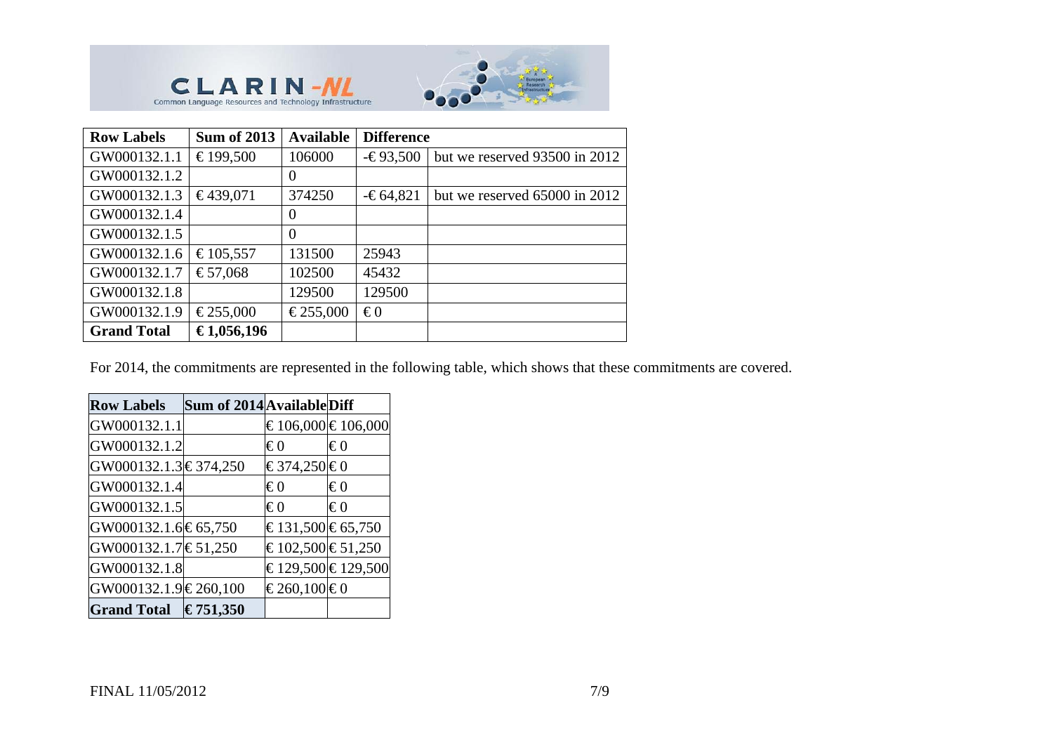| Row Labels | Sum of 2013 | Available | Difference | |
|---|---|---|---|---|
| GW000132.1.1 | € 199,500 | 106000 | -€ 93,500 | but we reserved 93500 in 2012 |
| GW000132.1.2 | | 0 | | |
| GW000132.1.3 | € 439,071 | 374250 | -€ 64,821 | but we reserved 65000 in 2012 |
| GW000132.1.4 | | 0 | | |
| GW000132.1.5 | | 0 | | |
| GW000132.1.6 | € 105,557 | 131500 | 25943 | |
| GW000132.1.7 | € 57,068 | 102500 | 45432 | |
| GW000132.1.8 | | 129500 | 129500 | |
| GW000132.1.9 | € 255,000 | € 255,000 | € 0 | |
| **Grand Total** | **€ 1,056,196** | | | |

For 2014, the commitments are represented in the following table, which shows that these commitments are covered.

| Row Labels | Sum of 2014 | Available | Diff |
|---|---|---|---|
| GW000132.1.1 | | € 106,000 | € 106,000 |
| GW000132.1.2 | | € 0 | € 0 |
| GW000132.1.3 | € 374,250 | € 374,250 | € 0 |
| GW000132.1.4 | | € 0 | € 0 |
| GW000132.1.5 | | € 0 | € 0 |
| GW000132.1.6 | € 65,750 | € 131,500 | € 65,750 |
| GW000132.1.7 | € 51,250 | € 102,500 | € 51,250 |
| GW000132.1.8 | | € 129,500 | € 129,500 |
| GW000132.1.9 | € 260,100 | € 260,100 | € 0 |
| **Grand Total** | **€ 751,350** | | |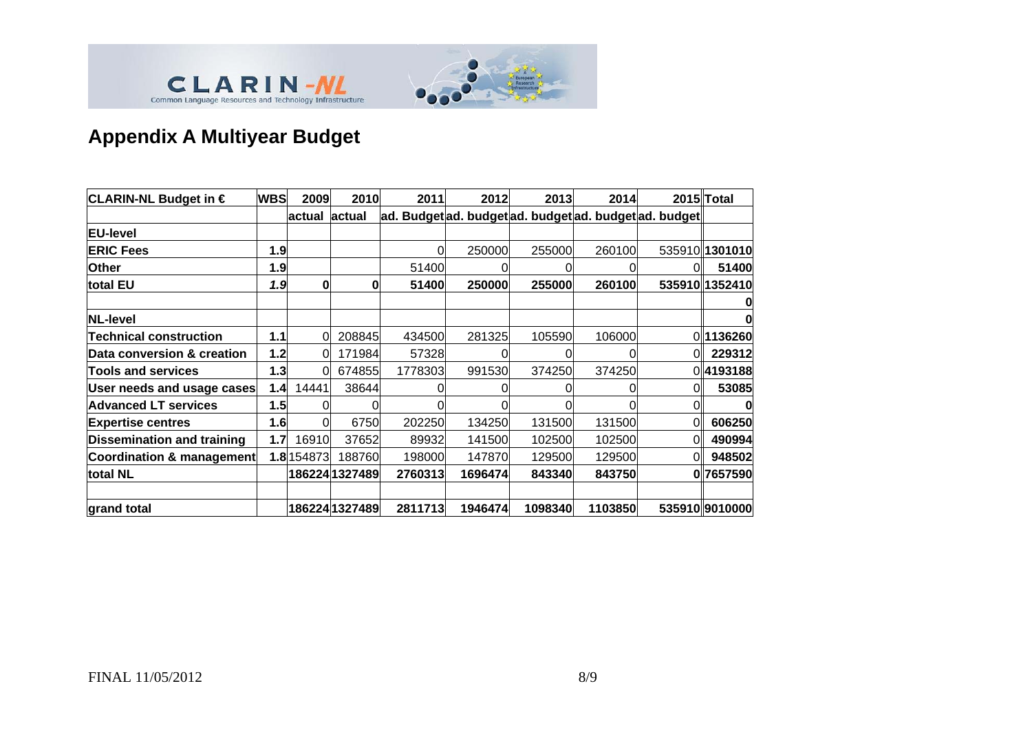## Appendix A Multiyear Budget

| CLARIN-NL Budget in € | WBS | 2009 | 2010 | 2011 | 2012 | 2013 | 2014 | 2015 | Total |
|---|---|---|---|---|---|---|---|---|---|
| | | actual | actual | ad. Budget | ad. budget | ad. budget | ad. budget | ad. budget | |
| **EU-level** | | | | | | | | | |
| **ERIC Fees** | **1.9** | | | 0 | 250000 | 255000 | 260100 | 535910 | **1301010** |
| **Other** | **1.9** | | | 51400 | 0 | 0 | 0 | 0 | **51400** |
| **total EU** | ***1.9*** | **0** | **0** | **51400** | **250000** | **255000** | **260100** | **535910** | **1352410** |
| | | | | | | | | | **0** |
| **NL-level** | | | | | | | | | **0** |
| **Technical construction** | **1.1** | 0 | 208845 | 434500 | 281325 | 105590 | 106000 | 0 | **1136260** |
| **Data conversion & creation** | **1.2** | 0 | 171984 | 57328 | 0 | 0 | 0 | 0 | **229312** |
| **Tools and services** | **1.3** | 0 | 674855 | 1778303 | 991530 | 374250 | 374250 | 0 | **4193188** |
| **User needs and usage cases** | **1.4** | 14441 | 38644 | 0 | 0 | 0 | 0 | 0 | **53085** |
| **Advanced LT services** | **1.5** | 0 | 0 | 0 | 0 | 0 | 0 | 0 | **0** |
| **Expertise centres** | **1.6** | 0 | 6750 | 202250 | 134250 | 131500 | 131500 | 0 | **606250** |
| **Dissemination and training** | **1.7** | 16910 | 37652 | 89932 | 141500 | 102500 | 102500 | 0 | **490994** |
| **Coordination & management** | **1.8** | 154873 | 188760 | 198000 | 147870 | 129500 | 129500 | 0 | **948502** |
| **total NL** | | **186224** | **1327489** | **2760313** | **1696474** | **843340** | **843750** | **0** | **7657590** |
| | | | | | | | | | |
| **grand total** | | **186224** | **1327489** | **2811713** | **1946474** | **1098340** | **1103850** | **535910** | **9010000** |

FINAL 11/05/2012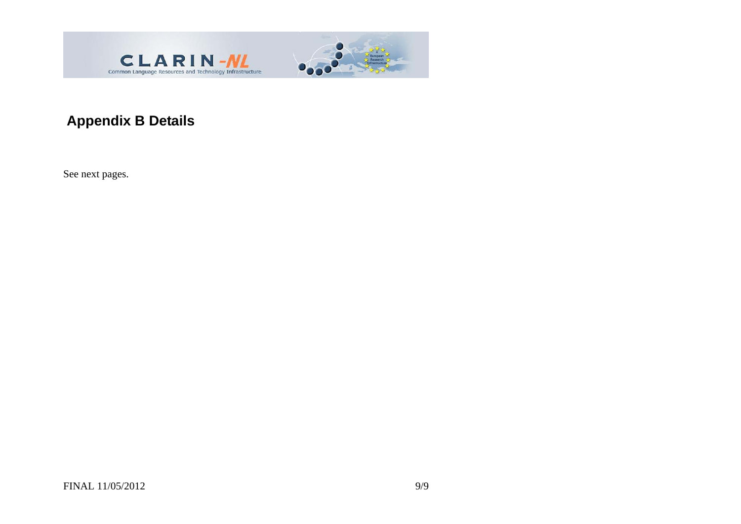## Appendix B Details

See next pages.